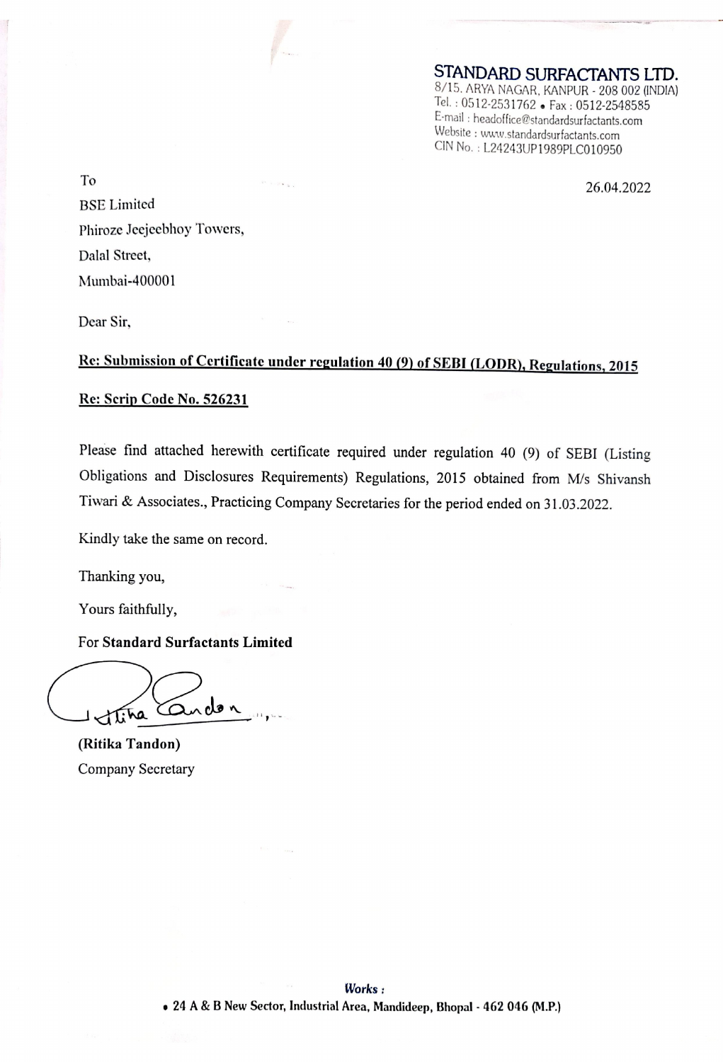**STANDARD SURFACTANTS LTD.**
8/15, ARYA NAGAR, KANPUR - 208 002 (INDIA)
Tel. : 0512-2531762 • Fax : 0512-2548585
E-mail : headoffice@standardsurfactants.com
Website : www.standardsurfactants.com
CIN No. : L24243UP1989PLC010950

To

26.04.2022

BSE Limited
Phiroze Jeejeebhoy Towers,
Dalal Street,
Mumbai-400001

Dear Sir,

**Re: Submission of Certificate under regulation 40 (9) of SEBI (LODR), Regulations, 2015**

**Re: Scrip Code No. 526231**

Please find attached herewith certificate required under regulation 40 (9) of SEBI (Listing Obligations and Disclosures Requirements) Regulations, 2015 obtained from M/s Shivansh Tiwari & Associates., Practicing Company Secretaries for the period ended on 31.03.2022.

Kindly take the same on record.

Thanking you,

Yours faithfully,

For **Standard Surfactants Limited**

**(Ritika Tandon)**
Company Secretary

**Works :**
• 24 A & B New Sector, Industrial Area, Mandideep, Bhopal - 462 046 (M.P.)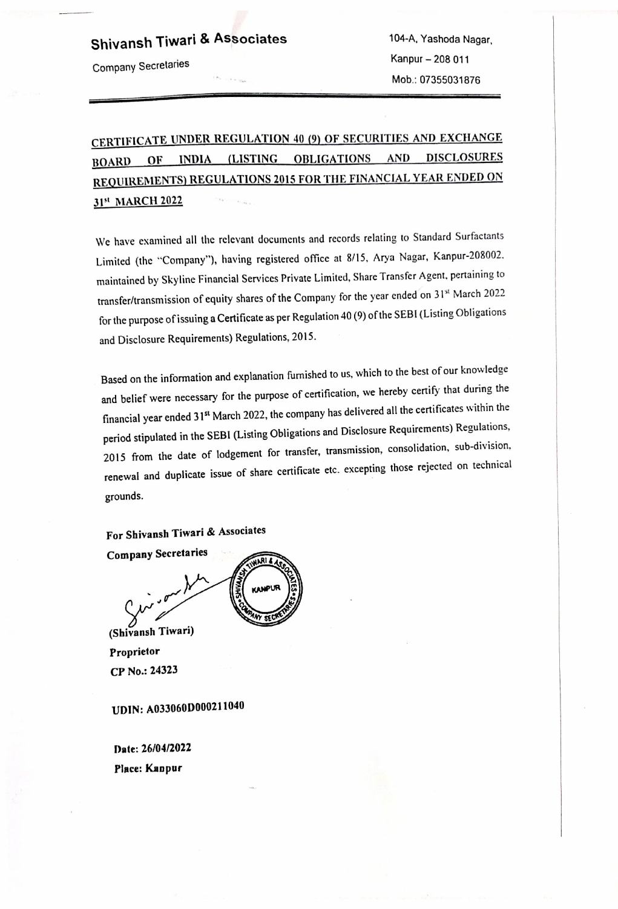**Shivansh Tiwari & Associates**

Company Secretaries

104-A, Yashoda Nagar,
Kanpur – 208 011
Mob.: 07355031876

## CERTIFICATE UNDER REGULATION 40 (9) OF SECURITIES AND EXCHANGE BOARD OF INDIA (LISTING OBLIGATIONS AND DISCLOSURES REQUIREMENTS) REGULATIONS 2015 FOR THE FINANCIAL YEAR ENDED ON 31st MARCH 2022

We have examined all the relevant documents and records relating to Standard Surfactants Limited (the "Company"), having registered office at 8/15, Arya Nagar, Kanpur-208002, maintained by Skyline Financial Services Private Limited, Share Transfer Agent, pertaining to transfer/transmission of equity shares of the Company for the year ended on 31st March 2022 for the purpose of issuing a Certificate as per Regulation 40 (9) of the SEBI (Listing Obligations and Disclosure Requirements) Regulations, 2015.

Based on the information and explanation furnished to us, which to the best of our knowledge and belief were necessary for the purpose of certification, we hereby certify that during the financial year ended 31st March 2022, the company has delivered all the certificates within the period stipulated in the SEBI (Listing Obligations and Disclosure Requirements) Regulations, 2015 from the date of lodgement for transfer, transmission, consolidation, sub-division, renewal and duplicate issue of share certificate etc. excepting those rejected on technical grounds.

**For Shivansh Tiwari & Associates**

**Company Secretaries**

**(Shivansh Tiwari)**

**Proprietor**

**CP No.: 24323**

**UDIN: A033060D000211040**

**Date: 26/04/2022**

**Place: Kanpur**